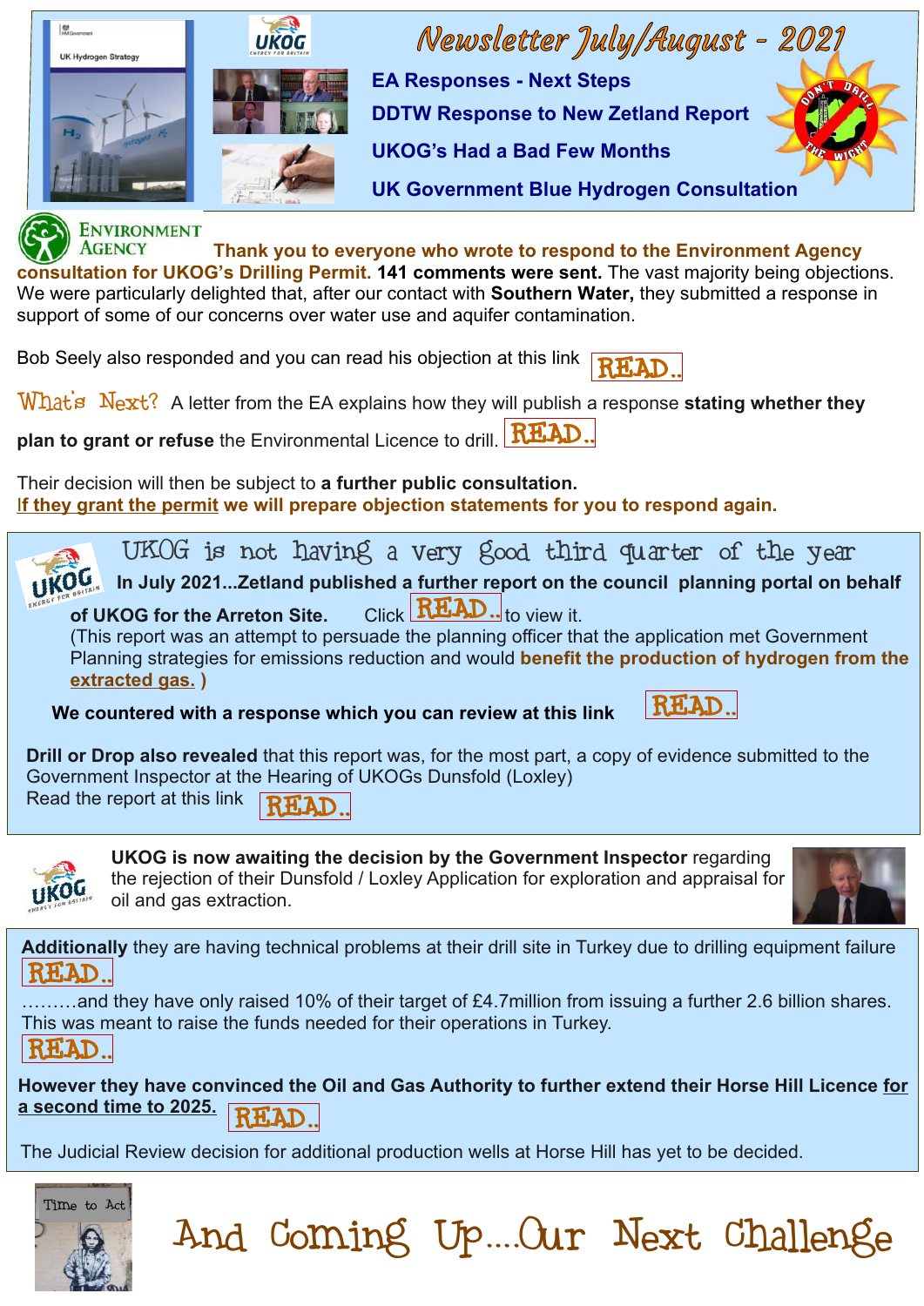# Newsletter July/August - 2021

- EA Responses - Next Steps
- DDTW Response to New Zetland Report
- UKOG's Had a Bad Few Months
- UK Government Blue Hydrogen Consultation

**Thank you to everyone who wrote to respond to the Environment Agency consultation for UKOG's Drilling Permit. 141 comments were sent.** The vast majority being objections. We were particularly delighted that, after our contact with **Southern Water,** they submitted a response in support of some of our concerns over water use and aquifer contamination.

Bob Seely also responded and you can read his objection at this link READ..

**What's Next?** A letter from the EA explains how they will publish a response **stating whether they plan to grant or refuse** the Environmental Licence to drill. READ..

Their decision will then be subject to **a further public consultation.**
**If they grant the permit we will prepare objection statements for you to respond again.**

## UKOG is not having a very good third quarter of the year

**In July 2021...Zetland published a further report on the council planning portal on behalf of UKOG for the Arreton Site.** Click READ.. to view it.
(This report was an attempt to persuade the planning officer that the application met Government Planning strategies for emissions reduction and would **benefit the production of hydrogen from the extracted gas.** )

**We countered with a response which you can review at this link** READ..

**Drill or Drop also revealed** that this report was, for the most part, a copy of evidence submitted to the Government Inspector at the Hearing of UKOGs Dunsfold (Loxley)
Read the report at this link READ..

**UKOG is now awaiting the decision by the Government Inspector** regarding the rejection of their Dunsfold / Loxley Application for exploration and appraisal for oil and gas extraction.

**Additionally** they are having technical problems at their drill site in Turkey due to drilling equipment failure READ..

………and they have only raised 10% of their target of £4.7million from issuing a further 2.6 billion shares. This was meant to raise the funds needed for their operations in Turkey.
READ..

**However they have convinced the Oil and Gas Authority to further extend their Horse Hill Licence for a second time to 2025.** READ..

The Judicial Review decision for additional production wells at Horse Hill has yet to be decided.

## And Coming Up....Our Next Challenge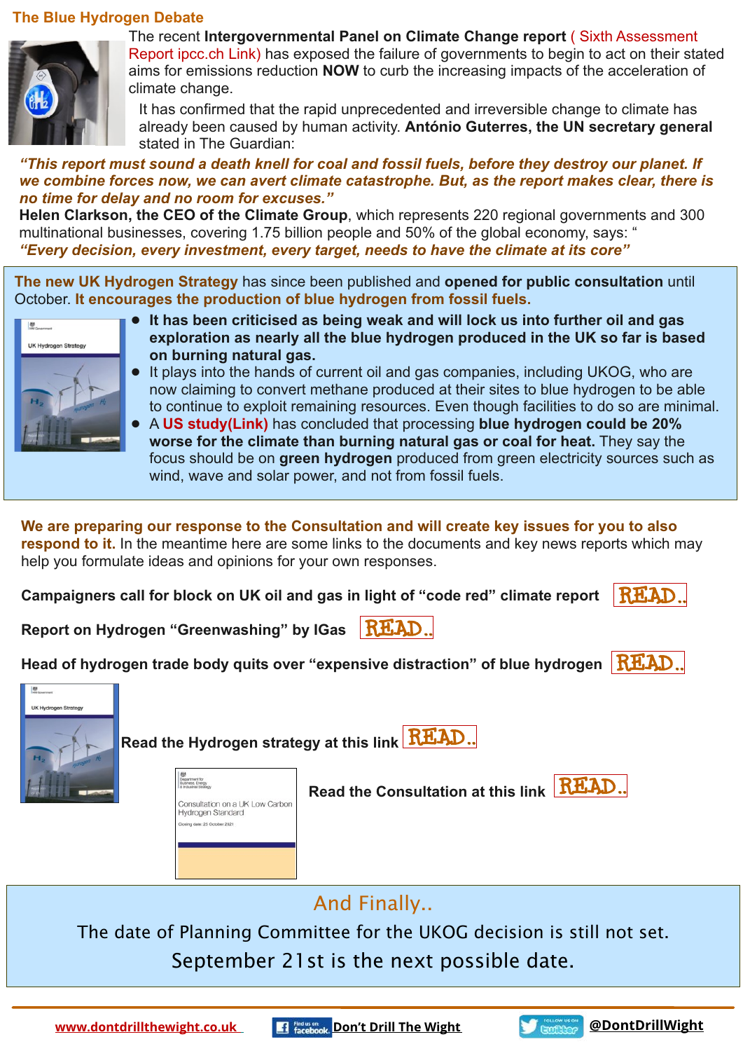## The Blue Hydrogen Debate

The recent **Intergovernmental Panel on Climate Change report** ( Sixth Assessment Report ipcc.ch Link) has exposed the failure of governments to begin to act on their stated aims for emissions reduction **NOW** to curb the increasing impacts of the acceleration of climate change.

It has confirmed that the rapid unprecedented and irreversible change to climate has already been caused by human activity. **António Guterres, the UN secretary general** stated in The Guardian:

***"This report must sound a death knell for coal and fossil fuels, before they destroy our planet. If we combine forces now, we can avert climate catastrophe. But, as the report makes clear, there is no time for delay and no room for excuses."***

**Helen Clarkson, the CEO of the Climate Group**, which represents 220 regional governments and 300 multinational businesses, covering 1.75 billion people and 50% of the global economy, says: "

***"Every decision, every investment, every target, needs to have the climate at its core"***

**The new UK Hydrogen Strategy** has since been published and **opened for public consultation** until October. **It encourages the production of blue hydrogen from fossil fuels.**

- **It has been criticised as being weak and will lock us into further oil and gas exploration as nearly all the blue hydrogen produced in the UK so far is based on burning natural gas.**
- It plays into the hands of current oil and gas companies, including UKOG, who are now claiming to convert methane produced at their sites to blue hydrogen to be able to continue to exploit remaining resources. Even though facilities to do so are minimal.
- A **US study(Link)** has concluded that processing **blue hydrogen could be 20% worse for the climate than burning natural gas or coal for heat.** They say the focus should be on **green hydrogen** produced from green electricity sources such as wind, wave and solar power, and not from fossil fuels.

**We are preparing our response to the Consultation and will create key issues for you to also respond to it.** In the meantime here are some links to the documents and key news reports which may help you formulate ideas and opinions for your own responses.

**Campaigners call for block on UK oil and gas in light of "code red" climate report** READ..

**Report on Hydrogen "Greenwashing" by IGas** READ..

**Head of hydrogen trade body quits over "expensive distraction" of blue hydrogen** READ..

**Read the Hydrogen strategy at this link** READ..

**Read the Consultation at this link** READ..

## And Finally..

The date of Planning Committee for the UKOG decision is still not set.

September 21st is the next possible date.

www.dontdrillthewight.co.uk | Don't Drill The Wight | @DontDrillWight